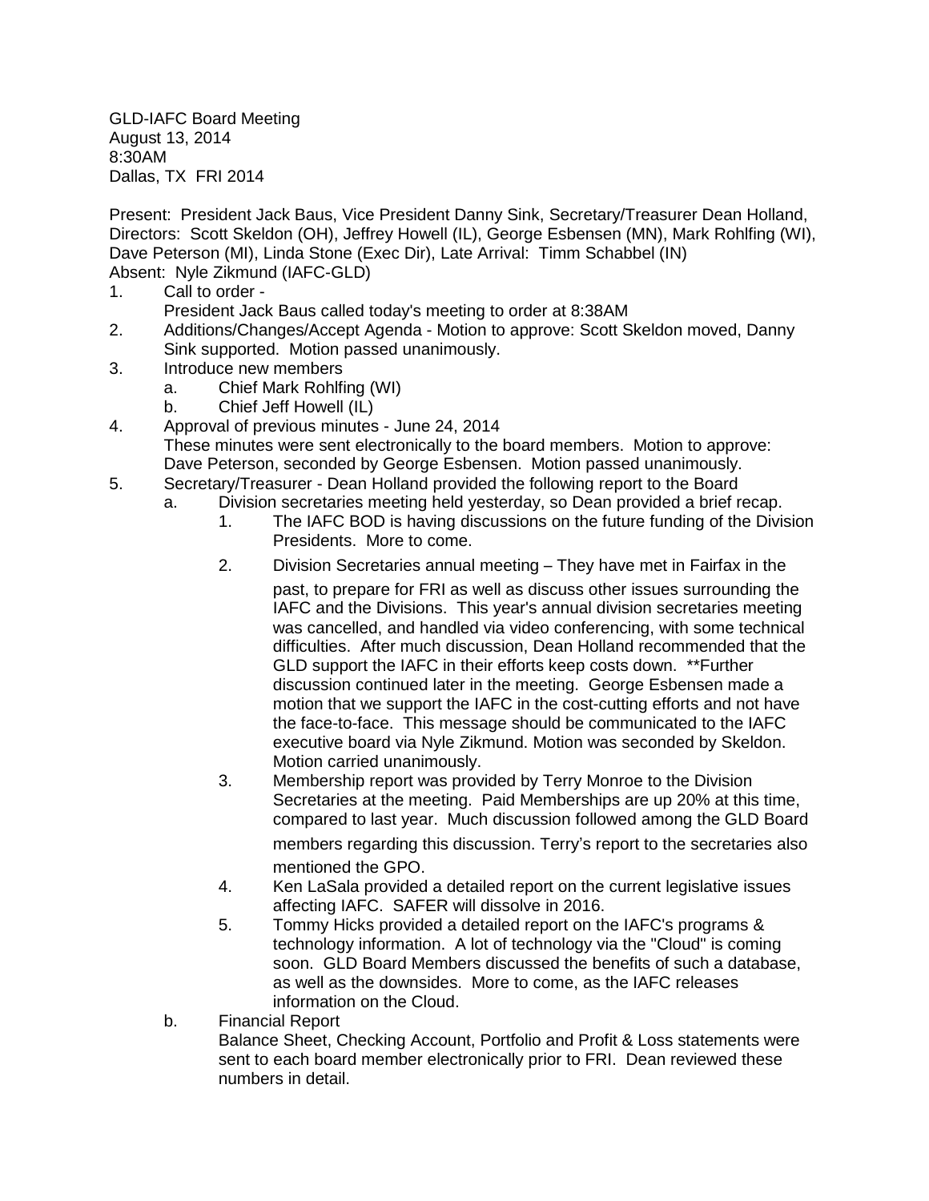GLD-IAFC Board Meeting
August 13, 2014
8:30AM
Dallas, TX FRI 2014

Present: President Jack Baus, Vice President Danny Sink, Secretary/Treasurer Dean Holland, Directors: Scott Skeldon (OH), Jeffrey Howell (IL), George Esbensen (MN), Mark Rohlfing (WI), Dave Peterson (MI), Linda Stone (Exec Dir), Late Arrival: Timm Schabbel (IN)
Absent: Nyle Zikmund (IAFC-GLD)

1. Call to order -
   President Jack Baus called today's meeting to order at 8:38AM
2. Additions/Changes/Accept Agenda - Motion to approve: Scott Skeldon moved, Danny Sink supported. Motion passed unanimously.
3. Introduce new members
   a. Chief Mark Rohlfing (WI)
   b. Chief Jeff Howell (IL)
4. Approval of previous minutes - June 24, 2014
   These minutes were sent electronically to the board members. Motion to approve: Dave Peterson, seconded by George Esbensen. Motion passed unanimously.
5. Secretary/Treasurer - Dean Holland provided the following report to the Board
   a. Division secretaries meeting held yesterday, so Dean provided a brief recap.
      1. The IAFC BOD is having discussions on the future funding of the Division Presidents. More to come.
      2. Division Secretaries annual meeting – They have met in Fairfax in the past, to prepare for FRI as well as discuss other issues surrounding the IAFC and the Divisions. This year's annual division secretaries meeting was cancelled, and handled via video conferencing, with some technical difficulties. After much discussion, Dean Holland recommended that the GLD support the IAFC in their efforts keep costs down. **Further discussion continued later in the meeting. George Esbensen made a motion that we support the IAFC in the cost-cutting efforts and not have the face-to-face. This message should be communicated to the IAFC executive board via Nyle Zikmund. Motion was seconded by Skeldon. Motion carried unanimously.
      3. Membership report was provided by Terry Monroe to the Division Secretaries at the meeting. Paid Memberships are up 20% at this time, compared to last year. Much discussion followed among the GLD Board members regarding this discussion. Terry's report to the secretaries also mentioned the GPO.
      4. Ken LaSala provided a detailed report on the current legislative issues affecting IAFC. SAFER will dissolve in 2016.
      5. Tommy Hicks provided a detailed report on the IAFC's programs & technology information. A lot of technology via the "Cloud" is coming soon. GLD Board Members discussed the benefits of such a database, as well as the downsides. More to come, as the IAFC releases information on the Cloud.
   b. Financial Report
      Balance Sheet, Checking Account, Portfolio and Profit & Loss statements were sent to each board member electronically prior to FRI. Dean reviewed these numbers in detail.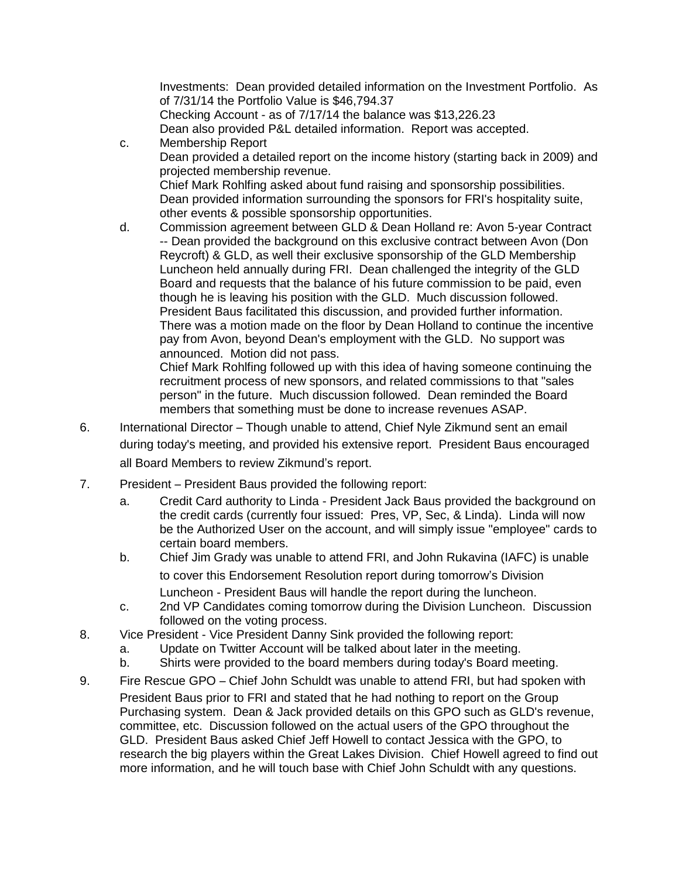Investments: Dean provided detailed information on the Investment Portfolio. As of 7/31/14 the Portfolio Value is $46,794.37
Checking Account - as of 7/17/14 the balance was $13,226.23
Dean also provided P&L detailed information. Report was accepted.

c. Membership Report
Dean provided a detailed report on the income history (starting back in 2009) and projected membership revenue.
Chief Mark Rohlfing asked about fund raising and sponsorship possibilities. Dean provided information surrounding the sponsors for FRI's hospitality suite, other events & possible sponsorship opportunities.

d. Commission agreement between GLD & Dean Holland re: Avon 5-year Contract -- Dean provided the background on this exclusive contract between Avon (Don Reycroft) & GLD, as well their exclusive sponsorship of the GLD Membership Luncheon held annually during FRI. Dean challenged the integrity of the GLD Board and requests that the balance of his future commission to be paid, even though he is leaving his position with the GLD. Much discussion followed. President Baus facilitated this discussion, and provided further information. There was a motion made on the floor by Dean Holland to continue the incentive pay from Avon, beyond Dean's employment with the GLD. No support was announced. Motion did not pass.
Chief Mark Rohlfing followed up with this idea of having someone continuing the recruitment process of new sponsors, and related commissions to that "sales person" in the future. Much discussion followed. Dean reminded the Board members that something must be done to increase revenues ASAP.

6. International Director – Though unable to attend, Chief Nyle Zikmund sent an email during today's meeting, and provided his extensive report. President Baus encouraged all Board Members to review Zikmund's report.

7. President – President Baus provided the following report:
   a. Credit Card authority to Linda - President Jack Baus provided the background on the credit cards (currently four issued: Pres, VP, Sec, & Linda). Linda will now be the Authorized User on the account, and will simply issue "employee" cards to certain board members.
   b. Chief Jim Grady was unable to attend FRI, and John Rukavina (IAFC) is unable to cover this Endorsement Resolution report during tomorrow's Division Luncheon - President Baus will handle the report during the luncheon.
   c. 2nd VP Candidates coming tomorrow during the Division Luncheon. Discussion followed on the voting process.

8. Vice President - Vice President Danny Sink provided the following report:
   a. Update on Twitter Account will be talked about later in the meeting.
   b. Shirts were provided to the board members during today's Board meeting.

9. Fire Rescue GPO – Chief John Schuldt was unable to attend FRI, but had spoken with President Baus prior to FRI and stated that he had nothing to report on the Group Purchasing system. Dean & Jack provided details on this GPO such as GLD's revenue, committee, etc. Discussion followed on the actual users of the GPO throughout the GLD. President Baus asked Chief Jeff Howell to contact Jessica with the GPO, to research the big players within the Great Lakes Division. Chief Howell agreed to find out more information, and he will touch base with Chief John Schuldt with any questions.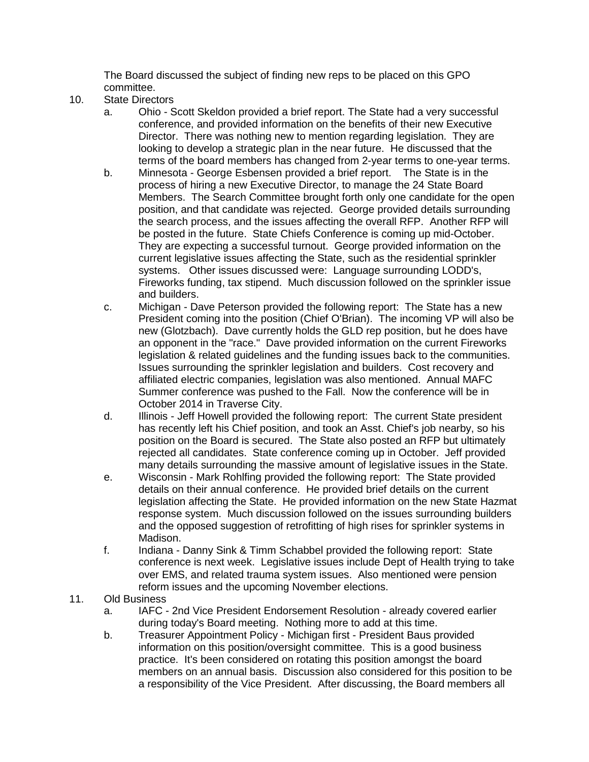The Board discussed the subject of finding new reps to be placed on this GPO committee.

10. State Directors
    a. Ohio - Scott Skeldon provided a brief report. The State had a very successful conference, and provided information on the benefits of their new Executive Director. There was nothing new to mention regarding legislation. They are looking to develop a strategic plan in the near future. He discussed that the terms of the board members has changed from 2-year terms to one-year terms.
    b. Minnesota - George Esbensen provided a brief report. The State is in the process of hiring a new Executive Director, to manage the 24 State Board Members. The Search Committee brought forth only one candidate for the open position, and that candidate was rejected. George provided details surrounding the search process, and the issues affecting the overall RFP. Another RFP will be posted in the future. State Chiefs Conference is coming up mid-October. They are expecting a successful turnout. George provided information on the current legislative issues affecting the State, such as the residential sprinkler systems. Other issues discussed were: Language surrounding LODD's, Fireworks funding, tax stipend. Much discussion followed on the sprinkler issue and builders.
    c. Michigan - Dave Peterson provided the following report: The State has a new President coming into the position (Chief O'Brian). The incoming VP will also be new (Glotzbach). Dave currently holds the GLD rep position, but he does have an opponent in the "race." Dave provided information on the current Fireworks legislation & related guidelines and the funding issues back to the communities. Issues surrounding the sprinkler legislation and builders. Cost recovery and affiliated electric companies, legislation was also mentioned. Annual MAFC Summer conference was pushed to the Fall. Now the conference will be in October 2014 in Traverse City.
    d. Illinois - Jeff Howell provided the following report: The current State president has recently left his Chief position, and took an Asst. Chief's job nearby, so his position on the Board is secured. The State also posted an RFP but ultimately rejected all candidates. State conference coming up in October. Jeff provided many details surrounding the massive amount of legislative issues in the State.
    e. Wisconsin - Mark Rohlfing provided the following report: The State provided details on their annual conference. He provided brief details on the current legislation affecting the State. He provided information on the new State Hazmat response system. Much discussion followed on the issues surrounding builders and the opposed suggestion of retrofitting of high rises for sprinkler systems in Madison.
    f. Indiana - Danny Sink & Timm Schabbel provided the following report: State conference is next week. Legislative issues include Dept of Health trying to take over EMS, and related trauma system issues. Also mentioned were pension reform issues and the upcoming November elections.
11. Old Business
    a. IAFC - 2nd Vice President Endorsement Resolution - already covered earlier during today's Board meeting. Nothing more to add at this time.
    b. Treasurer Appointment Policy - Michigan first - President Baus provided information on this position/oversight committee. This is a good business practice. It's been considered on rotating this position amongst the board members on an annual basis. Discussion also considered for this position to be a responsibility of the Vice President. After discussing, the Board members all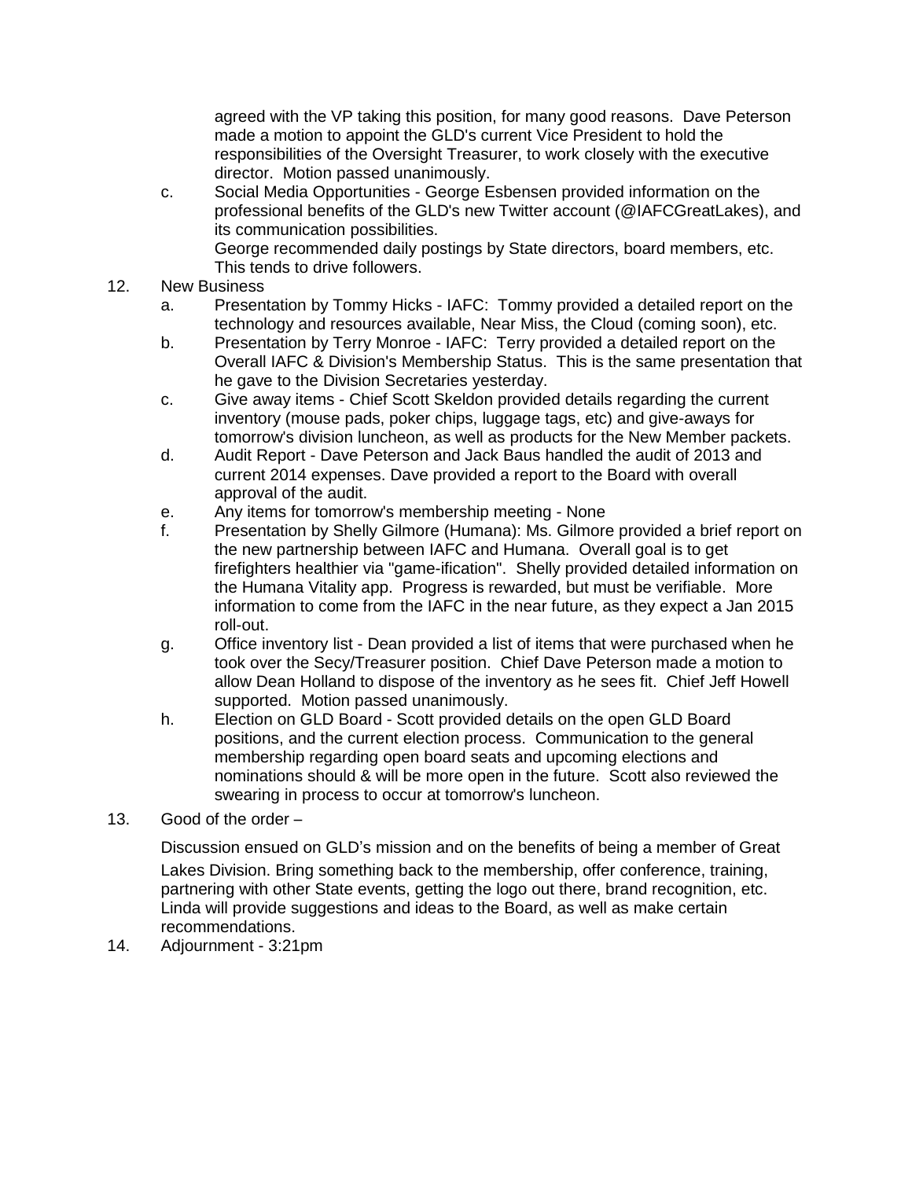agreed with the VP taking this position, for many good reasons. Dave Peterson made a motion to appoint the GLD's current Vice President to hold the responsibilities of the Oversight Treasurer, to work closely with the executive director. Motion passed unanimously.

c. Social Media Opportunities - George Esbensen provided information on the professional benefits of the GLD's new Twitter account (@IAFCGreatLakes), and its communication possibilities.
   George recommended daily postings by State directors, board members, etc. This tends to drive followers.

12. New Business

    a. Presentation by Tommy Hicks - IAFC: Tommy provided a detailed report on the technology and resources available, Near Miss, the Cloud (coming soon), etc.
    b. Presentation by Terry Monroe - IAFC: Terry provided a detailed report on the Overall IAFC & Division's Membership Status. This is the same presentation that he gave to the Division Secretaries yesterday.
    c. Give away items - Chief Scott Skeldon provided details regarding the current inventory (mouse pads, poker chips, luggage tags, etc) and give-aways for tomorrow's division luncheon, as well as products for the New Member packets.
    d. Audit Report - Dave Peterson and Jack Baus handled the audit of 2013 and current 2014 expenses. Dave provided a report to the Board with overall approval of the audit.
    e. Any items for tomorrow's membership meeting - None
    f. Presentation by Shelly Gilmore (Humana): Ms. Gilmore provided a brief report on the new partnership between IAFC and Humana. Overall goal is to get firefighters healthier via "game-ification". Shelly provided detailed information on the Humana Vitality app. Progress is rewarded, but must be verifiable. More information to come from the IAFC in the near future, as they expect a Jan 2015 roll-out.
    g. Office inventory list - Dean provided a list of items that were purchased when he took over the Secy/Treasurer position. Chief Dave Peterson made a motion to allow Dean Holland to dispose of the inventory as he sees fit. Chief Jeff Howell supported. Motion passed unanimously.
    h. Election on GLD Board - Scott provided details on the open GLD Board positions, and the current election process. Communication to the general membership regarding open board seats and upcoming elections and nominations should & will be more open in the future. Scott also reviewed the swearing in process to occur at tomorrow's luncheon.

13. Good of the order –

    Discussion ensued on GLD's mission and on the benefits of being a member of Great Lakes Division. Bring something back to the membership, offer conference, training, partnering with other State events, getting the logo out there, brand recognition, etc. Linda will provide suggestions and ideas to the Board, as well as make certain recommendations.

14. Adjournment - 3:21pm